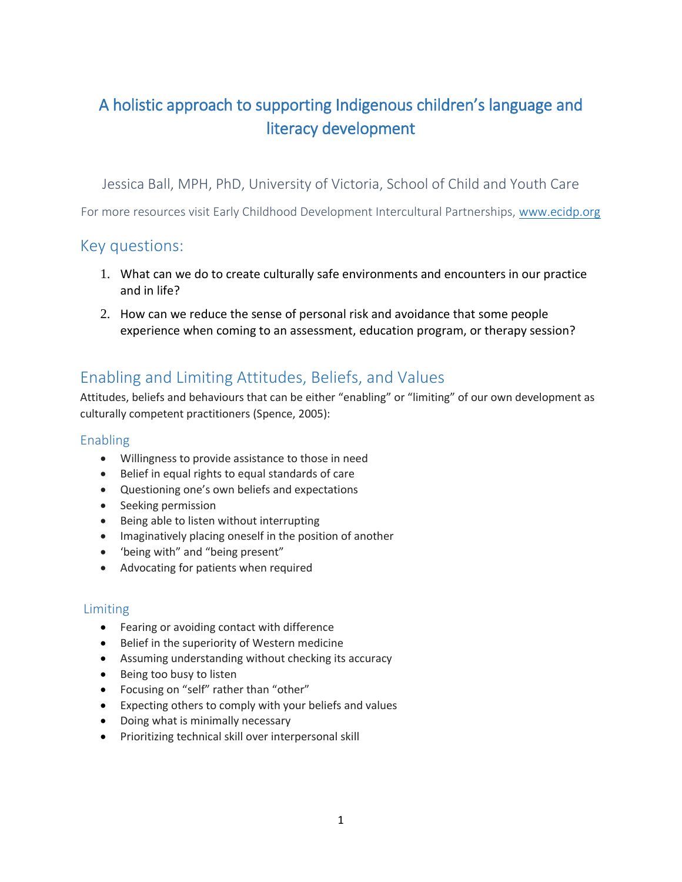# A holistic approach to supporting Indigenous children's language and literacy development

Jessica Ball, MPH, PhD, University of Victoria, School of Child and Youth Care

For more resources visit Early Childhood Development Intercultural Partnerships, [www.ecidp.org](http://www.ecidp.org)

## Key questions:

1. What can we do to create culturally safe environments and encounters in our practice and in life?
2. How can we reduce the sense of personal risk and avoidance that some people experience when coming to an assessment, education program, or therapy session?

## Enabling and Limiting Attitudes, Beliefs, and Values

Attitudes, beliefs and behaviours that can be either "enabling" or "limiting" of our own development as culturally competent practitioners (Spence, 2005):

### Enabling

- Willingness to provide assistance to those in need
- Belief in equal rights to equal standards of care
- Questioning one's own beliefs and expectations
- Seeking permission
- Being able to listen without interrupting
- Imaginatively placing oneself in the position of another
- 'being with" and "being present"
- Advocating for patients when required

### Limiting

- Fearing or avoiding contact with difference
- Belief in the superiority of Western medicine
- Assuming understanding without checking its accuracy
- Being too busy to listen
- Focusing on "self" rather than "other"
- Expecting others to comply with your beliefs and values
- Doing what is minimally necessary
- Prioritizing technical skill over interpersonal skill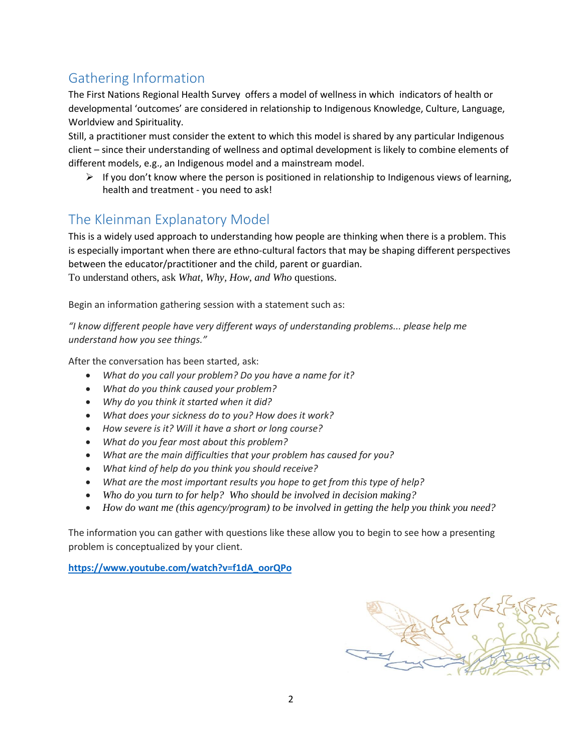## Gathering Information

The First Nations Regional Health Survey offers a model of wellness in which indicators of health or developmental 'outcomes' are considered in relationship to Indigenous Knowledge, Culture, Language, Worldview and Spirituality.

Still, a practitioner must consider the extent to which this model is shared by any particular Indigenous client – since their understanding of wellness and optimal development is likely to combine elements of different models, e.g., an Indigenous model and a mainstream model.

- If you don't know where the person is positioned in relationship to Indigenous views of learning, health and treatment - you need to ask!

## The Kleinman Explanatory Model

This is a widely used approach to understanding how people are thinking when there is a problem. This is especially important when there are ethno-cultural factors that may be shaping different perspectives between the educator/practitioner and the child, parent or guardian.

To understand others, ask *What, Why, How, and Who* questions.

Begin an information gathering session with a statement such as:

*"I know different people have very different ways of understanding problems... please help me understand how you see things."*

After the conversation has been started, ask:

- *What do you call your problem? Do you have a name for it?*
- *What do you think caused your problem?*
- *Why do you think it started when it did?*
- *What does your sickness do to you? How does it work?*
- *How severe is it? Will it have a short or long course?*
- *What do you fear most about this problem?*
- *What are the main difficulties that your problem has caused for you?*
- *What kind of help do you think you should receive?*
- *What are the most important results you hope to get from this type of help?*
- *Who do you turn to for help? Who should be involved in decision making?*
- *How do want me (this agency/program) to be involved in getting the help you think you need?*

The information you can gather with questions like these allow you to begin to see how a presenting problem is conceptualized by your client.

**https://www.youtube.com/watch?v=f1dA_oorQPo**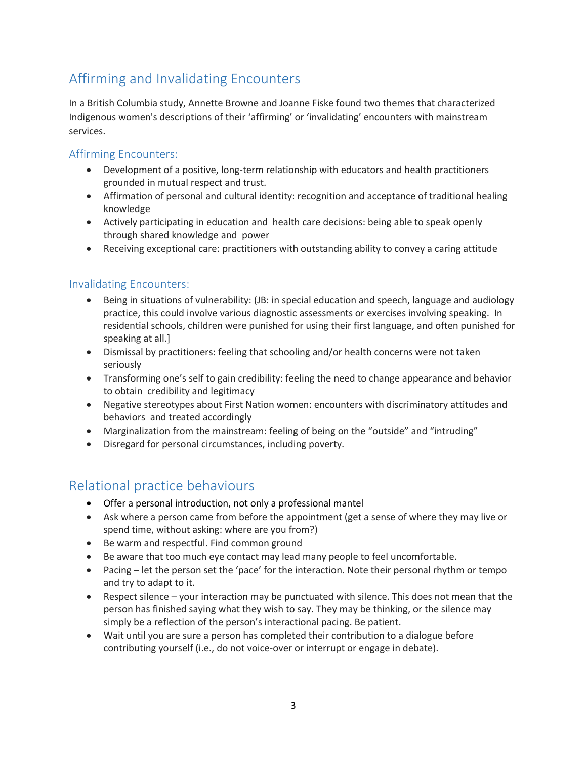## Affirming and Invalidating Encounters

In a British Columbia study, Annette Browne and Joanne Fiske found two themes that characterized Indigenous women's descriptions of their 'affirming' or 'invalidating' encounters with mainstream services.

### Affirming Encounters:

- Development of a positive, long-term relationship with educators and health practitioners grounded in mutual respect and trust.
- Affirmation of personal and cultural identity: recognition and acceptance of traditional healing knowledge
- Actively participating in education and health care decisions: being able to speak openly through shared knowledge and power
- Receiving exceptional care: practitioners with outstanding ability to convey a caring attitude

### Invalidating Encounters:

- Being in situations of vulnerability: (JB: in special education and speech, language and audiology practice, this could involve various diagnostic assessments or exercises involving speaking. In residential schools, children were punished for using their first language, and often punished for speaking at all.]
- Dismissal by practitioners: feeling that schooling and/or health concerns were not taken seriously
- Transforming one's self to gain credibility: feeling the need to change appearance and behavior to obtain credibility and legitimacy
- Negative stereotypes about First Nation women: encounters with discriminatory attitudes and behaviors and treated accordingly
- Marginalization from the mainstream: feeling of being on the "outside" and "intruding"
- Disregard for personal circumstances, including poverty.

## Relational practice behaviours

- Offer a personal introduction, not only a professional mantel
- Ask where a person came from before the appointment (get a sense of where they may live or spend time, without asking: where are you from?)
- Be warm and respectful. Find common ground
- Be aware that too much eye contact may lead many people to feel uncomfortable.
- Pacing – let the person set the 'pace' for the interaction. Note their personal rhythm or tempo and try to adapt to it.
- Respect silence – your interaction may be punctuated with silence. This does not mean that the person has finished saying what they wish to say. They may be thinking, or the silence may simply be a reflection of the person's interactional pacing. Be patient.
- Wait until you are sure a person has completed their contribution to a dialogue before contributing yourself (i.e., do not voice-over or interrupt or engage in debate).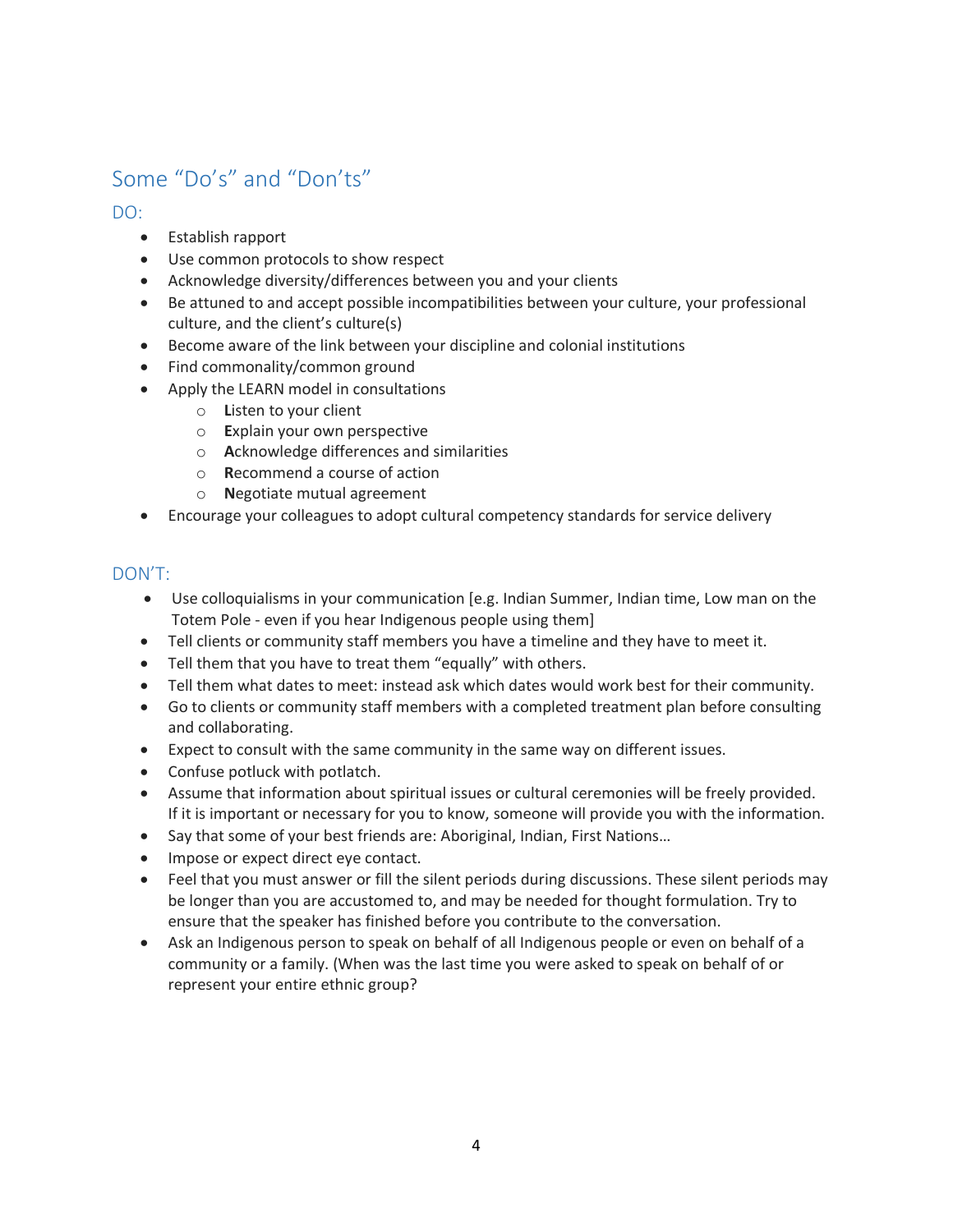## Some "Do's" and "Don'ts"

### DO:

- Establish rapport
- Use common protocols to show respect
- Acknowledge diversity/differences between you and your clients
- Be attuned to and accept possible incompatibilities between your culture, your professional culture, and the client's culture(s)
- Become aware of the link between your discipline and colonial institutions
- Find commonality/common ground
- Apply the LEARN model in consultations
  - **L**isten to your client
  - **E**xplain your own perspective
  - **A**cknowledge differences and similarities
  - **R**ecommend a course of action
  - **N**egotiate mutual agreement
- Encourage your colleagues to adopt cultural competency standards for service delivery

### DON'T:

- Use colloquialisms in your communication [e.g. Indian Summer, Indian time, Low man on the Totem Pole - even if you hear Indigenous people using them]
- Tell clients or community staff members you have a timeline and they have to meet it.
- Tell them that you have to treat them "equally" with others.
- Tell them what dates to meet: instead ask which dates would work best for their community.
- Go to clients or community staff members with a completed treatment plan before consulting and collaborating.
- Expect to consult with the same community in the same way on different issues.
- Confuse potluck with potlatch.
- Assume that information about spiritual issues or cultural ceremonies will be freely provided. If it is important or necessary for you to know, someone will provide you with the information.
- Say that some of your best friends are: Aboriginal, Indian, First Nations…
- Impose or expect direct eye contact.
- Feel that you must answer or fill the silent periods during discussions. These silent periods may be longer than you are accustomed to, and may be needed for thought formulation. Try to ensure that the speaker has finished before you contribute to the conversation.
- Ask an Indigenous person to speak on behalf of all Indigenous people or even on behalf of a community or a family. (When was the last time you were asked to speak on behalf of or represent your entire ethnic group?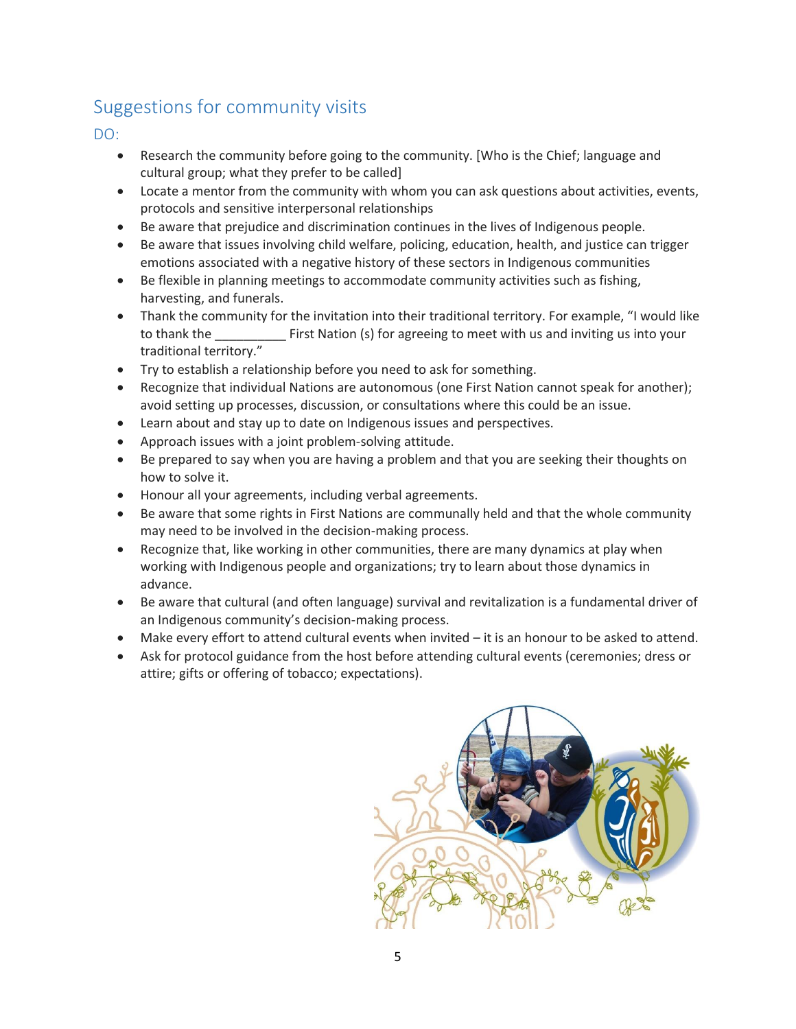## Suggestions for community visits

### DO:

- Research the community before going to the community. [Who is the Chief; language and cultural group; what they prefer to be called]
- Locate a mentor from the community with whom you can ask questions about activities, events, protocols and sensitive interpersonal relationships
- Be aware that prejudice and discrimination continues in the lives of Indigenous people.
- Be aware that issues involving child welfare, policing, education, health, and justice can trigger emotions associated with a negative history of these sectors in Indigenous communities
- Be flexible in planning meetings to accommodate community activities such as fishing, harvesting, and funerals.
- Thank the community for the invitation into their traditional territory. For example, "I would like to thank the __________ First Nation (s) for agreeing to meet with us and inviting us into your traditional territory."
- Try to establish a relationship before you need to ask for something.
- Recognize that individual Nations are autonomous (one First Nation cannot speak for another); avoid setting up processes, discussion, or consultations where this could be an issue.
- Learn about and stay up to date on Indigenous issues and perspectives.
- Approach issues with a joint problem-solving attitude.
- Be prepared to say when you are having a problem and that you are seeking their thoughts on how to solve it.
- Honour all your agreements, including verbal agreements.
- Be aware that some rights in First Nations are communally held and that the whole community may need to be involved in the decision-making process.
- Recognize that, like working in other communities, there are many dynamics at play when working with Indigenous people and organizations; try to learn about those dynamics in advance.
- Be aware that cultural (and often language) survival and revitalization is a fundamental driver of an Indigenous community's decision-making process.
- Make every effort to attend cultural events when invited – it is an honour to be asked to attend.
- Ask for protocol guidance from the host before attending cultural events (ceremonies; dress or attire; gifts or offering of tobacco; expectations).